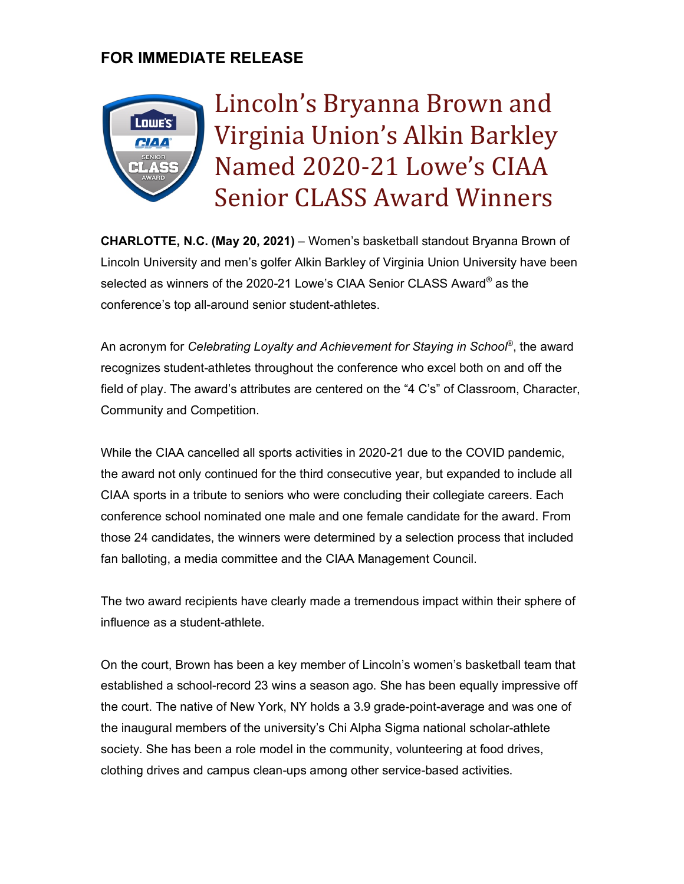**FOR IMMEDIATE RELEASE**

# Lincoln's Bryanna Brown and Virginia Union's Alkin Barkley Named 2020-21 Lowe's CIAA Senior CLASS Award Winners

**CHARLOTTE, N.C. (May 20, 2021)** – Women's basketball standout Bryanna Brown of Lincoln University and men's golfer Alkin Barkley of Virginia Union University have been selected as winners of the 2020-21 Lowe's CIAA Senior CLASS Award® as the conference's top all-around senior student-athletes.

An acronym for *Celebrating Loyalty and Achievement for Staying in School®*, the award recognizes student-athletes throughout the conference who excel both on and off the field of play. The award's attributes are centered on the "4 C's" of Classroom, Character, Community and Competition.

While the CIAA cancelled all sports activities in 2020-21 due to the COVID pandemic, the award not only continued for the third consecutive year, but expanded to include all CIAA sports in a tribute to seniors who were concluding their collegiate careers. Each conference school nominated one male and one female candidate for the award. From those 24 candidates, the winners were determined by a selection process that included fan balloting, a media committee and the CIAA Management Council.

The two award recipients have clearly made a tremendous impact within their sphere of influence as a student-athlete.

On the court, Brown has been a key member of Lincoln's women's basketball team that established a school-record 23 wins a season ago. She has been equally impressive off the court. The native of New York, NY holds a 3.9 grade-point-average and was one of the inaugural members of the university's Chi Alpha Sigma national scholar-athlete society. She has been a role model in the community, volunteering at food drives, clothing drives and campus clean-ups among other service-based activities.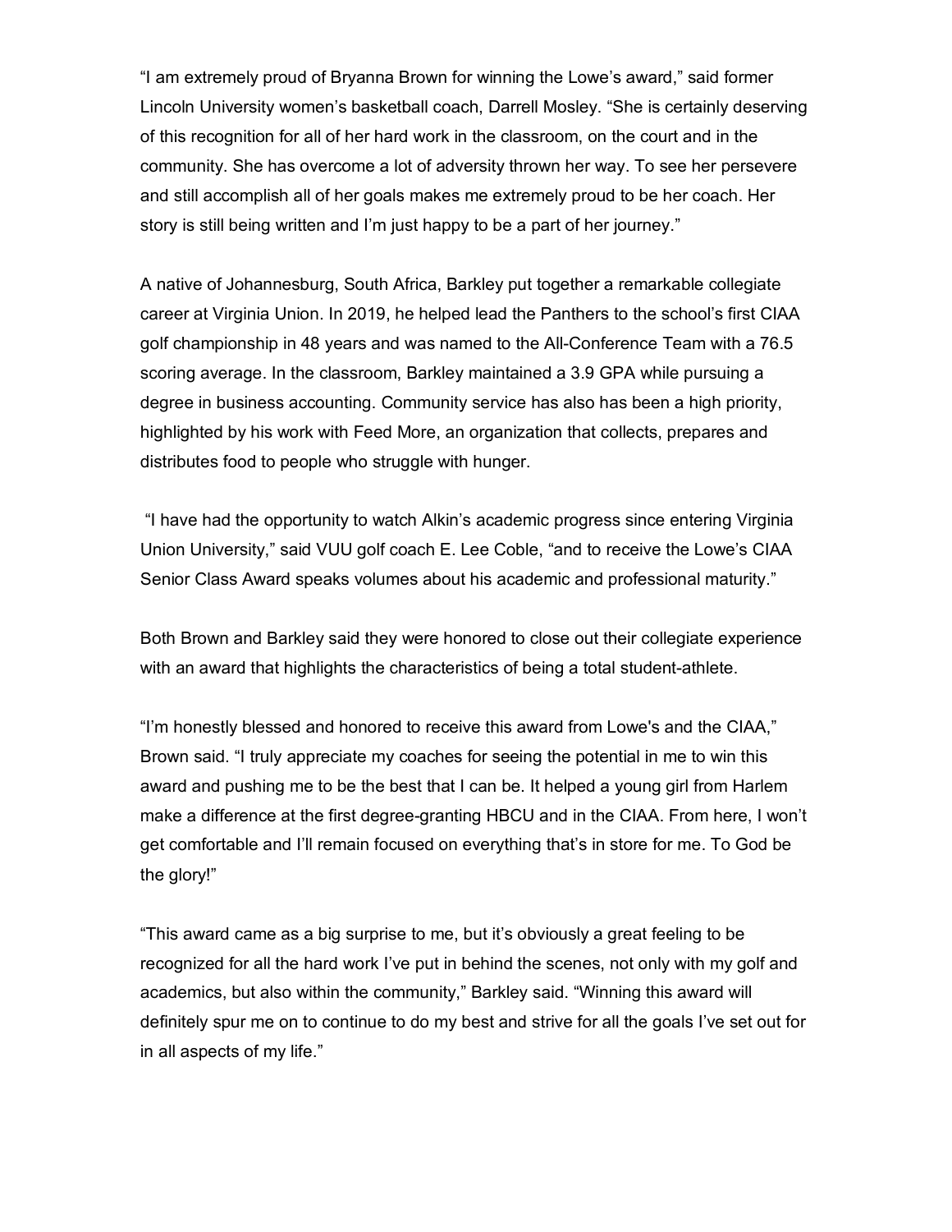"I am extremely proud of Bryanna Brown for winning the Lowe's award," said former Lincoln University women's basketball coach, Darrell Mosley. "She is certainly deserving of this recognition for all of her hard work in the classroom, on the court and in the community. She has overcome a lot of adversity thrown her way. To see her persevere and still accomplish all of her goals makes me extremely proud to be her coach. Her story is still being written and I'm just happy to be a part of her journey."

A native of Johannesburg, South Africa, Barkley put together a remarkable collegiate career at Virginia Union. In 2019, he helped lead the Panthers to the school's first CIAA golf championship in 48 years and was named to the All-Conference Team with a 76.5 scoring average. In the classroom, Barkley maintained a 3.9 GPA while pursuing a degree in business accounting. Community service has also has been a high priority, highlighted by his work with Feed More, an organization that collects, prepares and distributes food to people who struggle with hunger.

"I have had the opportunity to watch Alkin's academic progress since entering Virginia Union University," said VUU golf coach E. Lee Coble, "and to receive the Lowe's CIAA Senior Class Award speaks volumes about his academic and professional maturity."

Both Brown and Barkley said they were honored to close out their collegiate experience with an award that highlights the characteristics of being a total student-athlete.

"I'm honestly blessed and honored to receive this award from Lowe's and the CIAA," Brown said. "I truly appreciate my coaches for seeing the potential in me to win this award and pushing me to be the best that I can be. It helped a young girl from Harlem make a difference at the first degree-granting HBCU and in the CIAA. From here, I won't get comfortable and I'll remain focused on everything that's in store for me. To God be the glory!"

"This award came as a big surprise to me, but it's obviously a great feeling to be recognized for all the hard work I've put in behind the scenes, not only with my golf and academics, but also within the community," Barkley said. "Winning this award will definitely spur me on to continue to do my best and strive for all the goals I've set out for in all aspects of my life."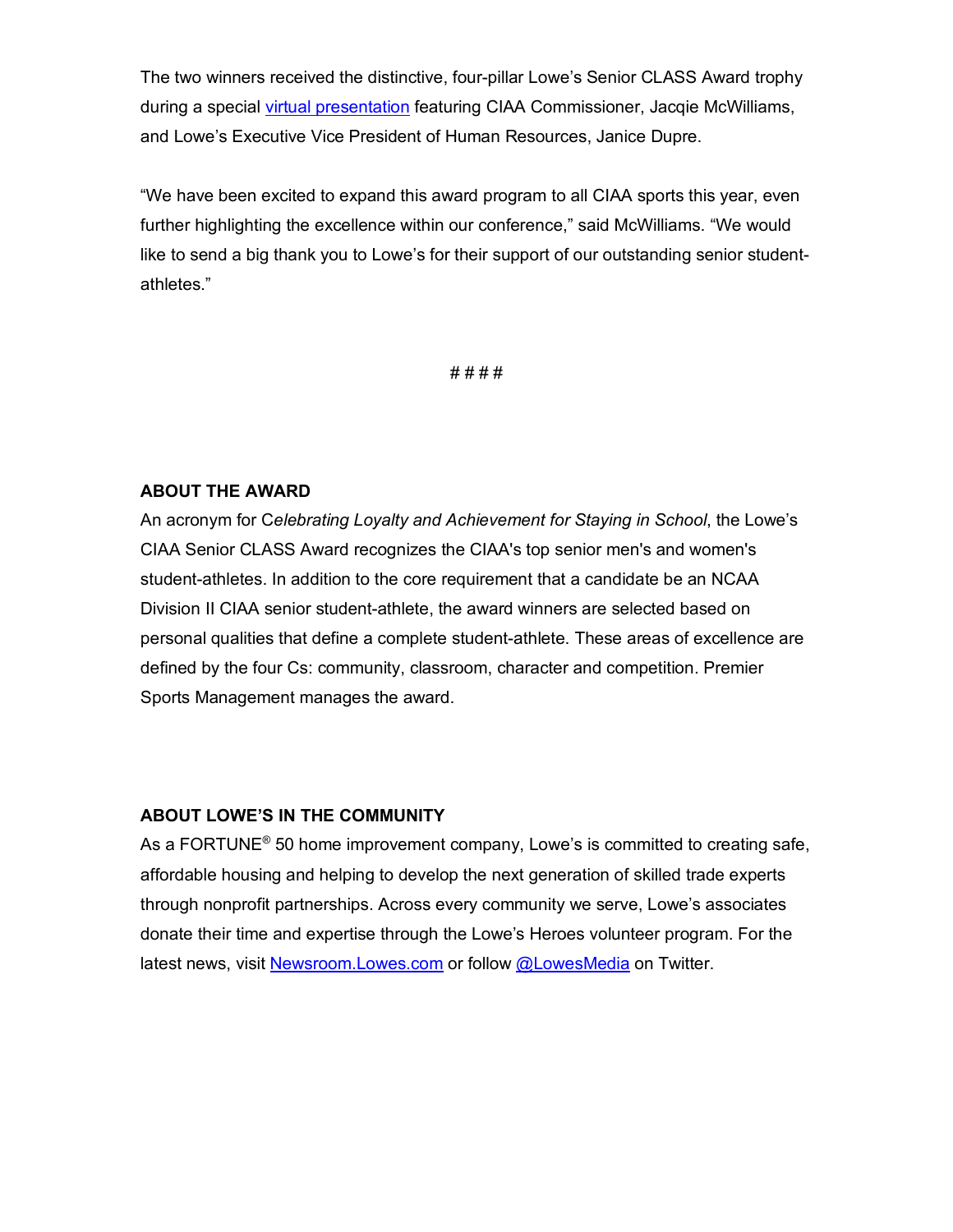The two winners received the distinctive, four-pillar Lowe's Senior CLASS Award trophy during a special virtual presentation featuring CIAA Commissioner, Jacqie McWilliams, and Lowe's Executive Vice President of Human Resources, Janice Dupre.

"We have been excited to expand this award program to all CIAA sports this year, even further highlighting the excellence within our conference," said McWilliams. "We would like to send a big thank you to Lowe's for their support of our outstanding senior student-athletes."

# # # #

**ABOUT THE AWARD**

An acronym for C*elebrating Loyalty and Achievement for Staying in School*, the Lowe's CIAA Senior CLASS Award recognizes the CIAA's top senior men's and women's student-athletes. In addition to the core requirement that a candidate be an NCAA Division II CIAA senior student-athlete, the award winners are selected based on personal qualities that define a complete student-athlete. These areas of excellence are defined by the four Cs: community, classroom, character and competition. Premier Sports Management manages the award.

**ABOUT LOWE'S IN THE COMMUNITY**

As a FORTUNE® 50 home improvement company, Lowe's is committed to creating safe, affordable housing and helping to develop the next generation of skilled trade experts through nonprofit partnerships. Across every community we serve, Lowe's associates donate their time and expertise through the Lowe's Heroes volunteer program. For the latest news, visit Newsroom.Lowes.com or follow @LowesMedia on Twitter.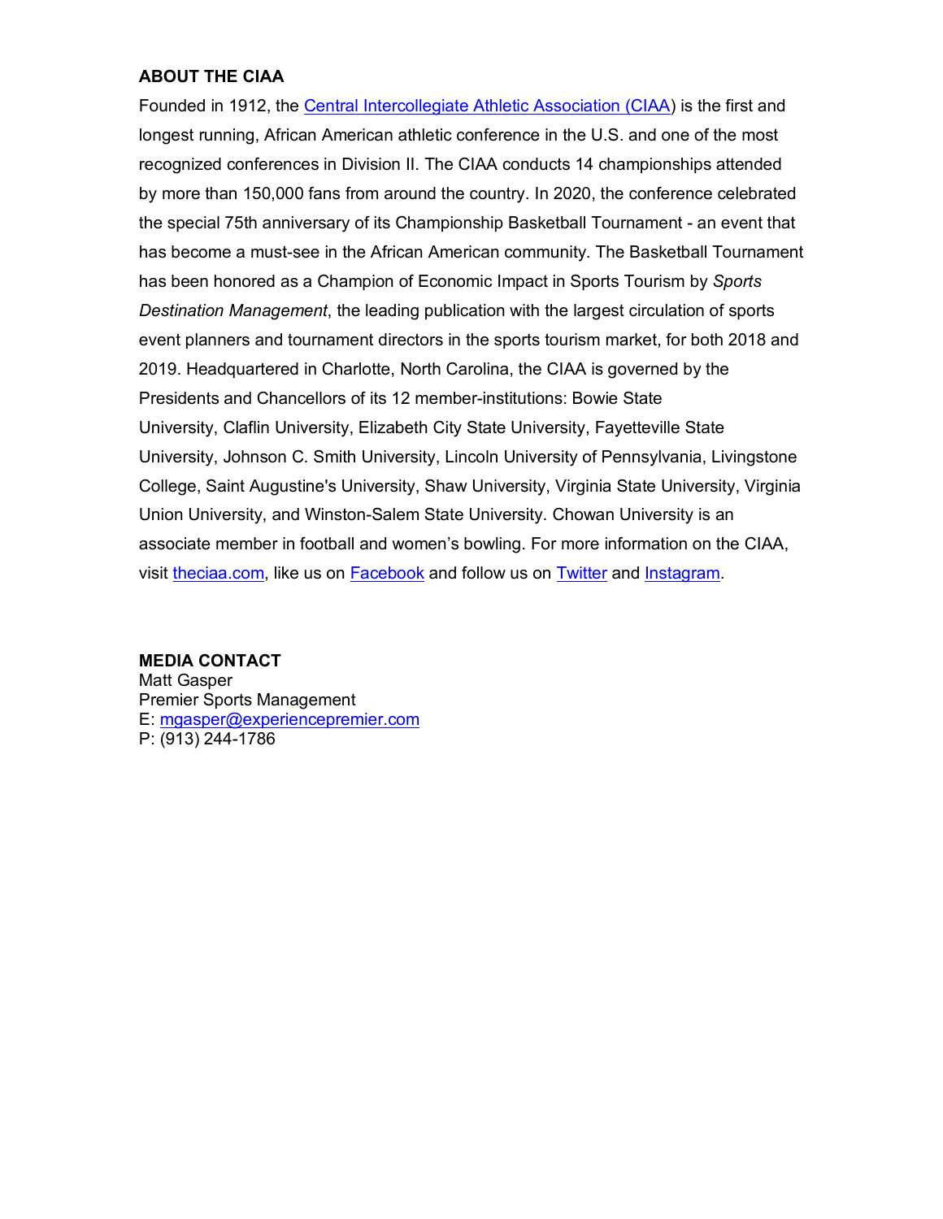**ABOUT THE CIAA**

Founded in 1912, the Central Intercollegiate Athletic Association (CIAA) is the first and longest running, African American athletic conference in the U.S. and one of the most recognized conferences in Division II. The CIAA conducts 14 championships attended by more than 150,000 fans from around the country. In 2020, the conference celebrated the special 75th anniversary of its Championship Basketball Tournament - an event that has become a must-see in the African American community. The Basketball Tournament has been honored as a Champion of Economic Impact in Sports Tourism by *Sports Destination Management*, the leading publication with the largest circulation of sports event planners and tournament directors in the sports tourism market, for both 2018 and 2019. Headquartered in Charlotte, North Carolina, the CIAA is governed by the Presidents and Chancellors of its 12 member-institutions: Bowie State University, Claflin University, Elizabeth City State University, Fayetteville State University, Johnson C. Smith University, Lincoln University of Pennsylvania, Livingstone College, Saint Augustine's University, Shaw University, Virginia State University, Virginia Union University, and Winston-Salem State University. Chowan University is an associate member in football and women's bowling. For more information on the CIAA, visit theciaa.com, like us on Facebook and follow us on Twitter and Instagram.

**MEDIA CONTACT**
Matt Gasper
Premier Sports Management
E: mgasper@experiencepremier.com
P: (913) 244-1786